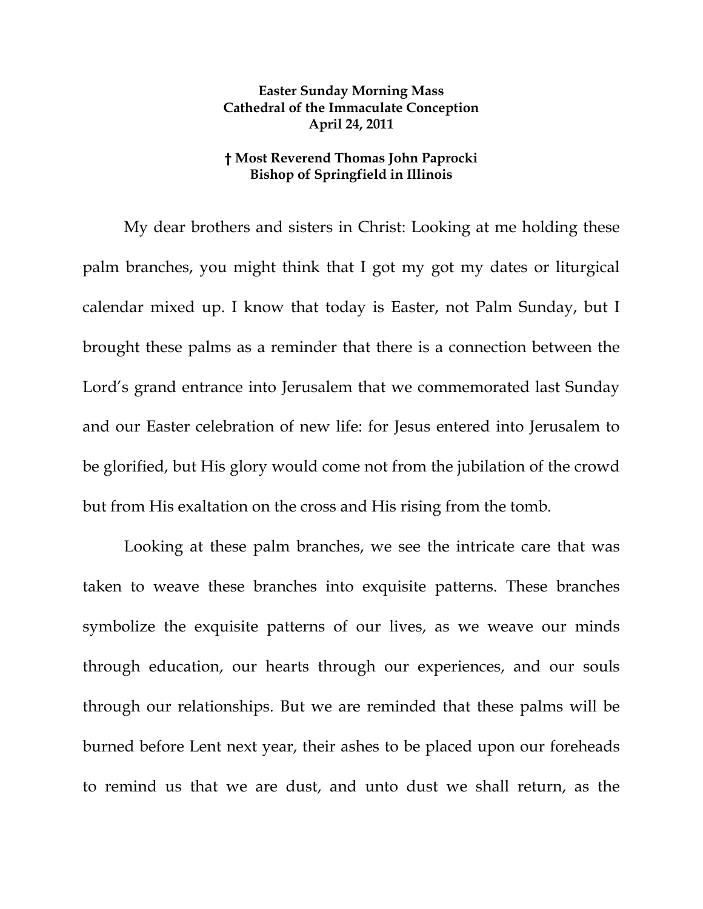**Easter Sunday Morning Mass**
**Cathedral of the Immaculate Conception**
**April 24, 2011**

**† Most Reverend Thomas John Paprocki**
**Bishop of Springfield in Illinois**

My dear brothers and sisters in Christ: Looking at me holding these palm branches, you might think that I got my got my dates or liturgical calendar mixed up. I know that today is Easter, not Palm Sunday, but I brought these palms as a reminder that there is a connection between the Lord's grand entrance into Jerusalem that we commemorated last Sunday and our Easter celebration of new life: for Jesus entered into Jerusalem to be glorified, but His glory would come not from the jubilation of the crowd but from His exaltation on the cross and His rising from the tomb.

Looking at these palm branches, we see the intricate care that was taken to weave these branches into exquisite patterns. These branches symbolize the exquisite patterns of our lives, as we weave our minds through education, our hearts through our experiences, and our souls through our relationships. But we are reminded that these palms will be burned before Lent next year, their ashes to be placed upon our foreheads to remind us that we are dust, and unto dust we shall return, as the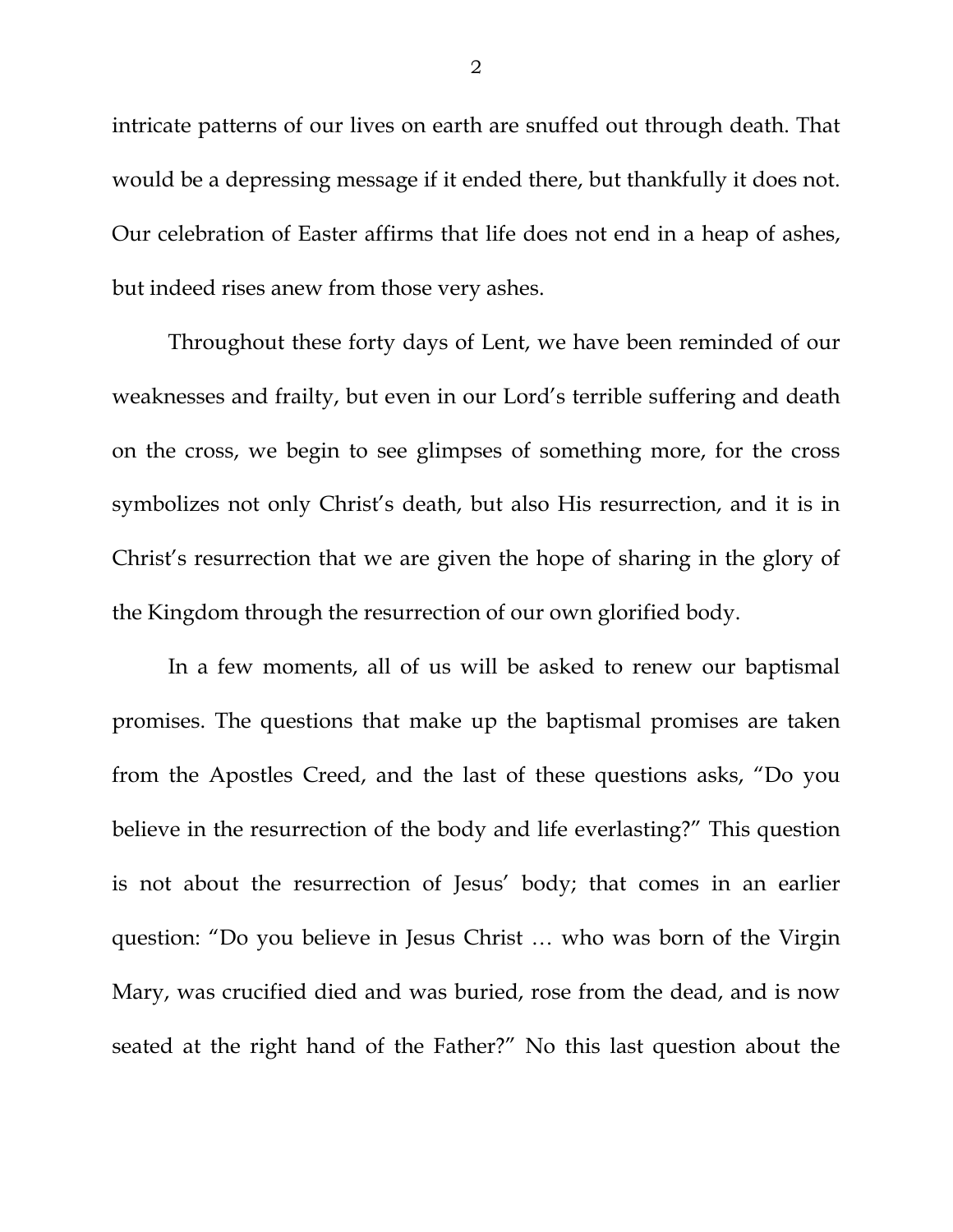intricate patterns of our lives on earth are snuffed out through death. That would be a depressing message if it ended there, but thankfully it does not. Our celebration of Easter affirms that life does not end in a heap of ashes, but indeed rises anew from those very ashes.

Throughout these forty days of Lent, we have been reminded of our weaknesses and frailty, but even in our Lord's terrible suffering and death on the cross, we begin to see glimpses of something more, for the cross symbolizes not only Christ's death, but also His resurrection, and it is in Christ's resurrection that we are given the hope of sharing in the glory of the Kingdom through the resurrection of our own glorified body.

In a few moments, all of us will be asked to renew our baptismal promises. The questions that make up the baptismal promises are taken from the Apostles Creed, and the last of these questions asks, "Do you believe in the resurrection of the body and life everlasting?" This question is not about the resurrection of Jesus' body; that comes in an earlier question: "Do you believe in Jesus Christ … who was born of the Virgin Mary, was crucified died and was buried, rose from the dead, and is now seated at the right hand of the Father?" No this last question about the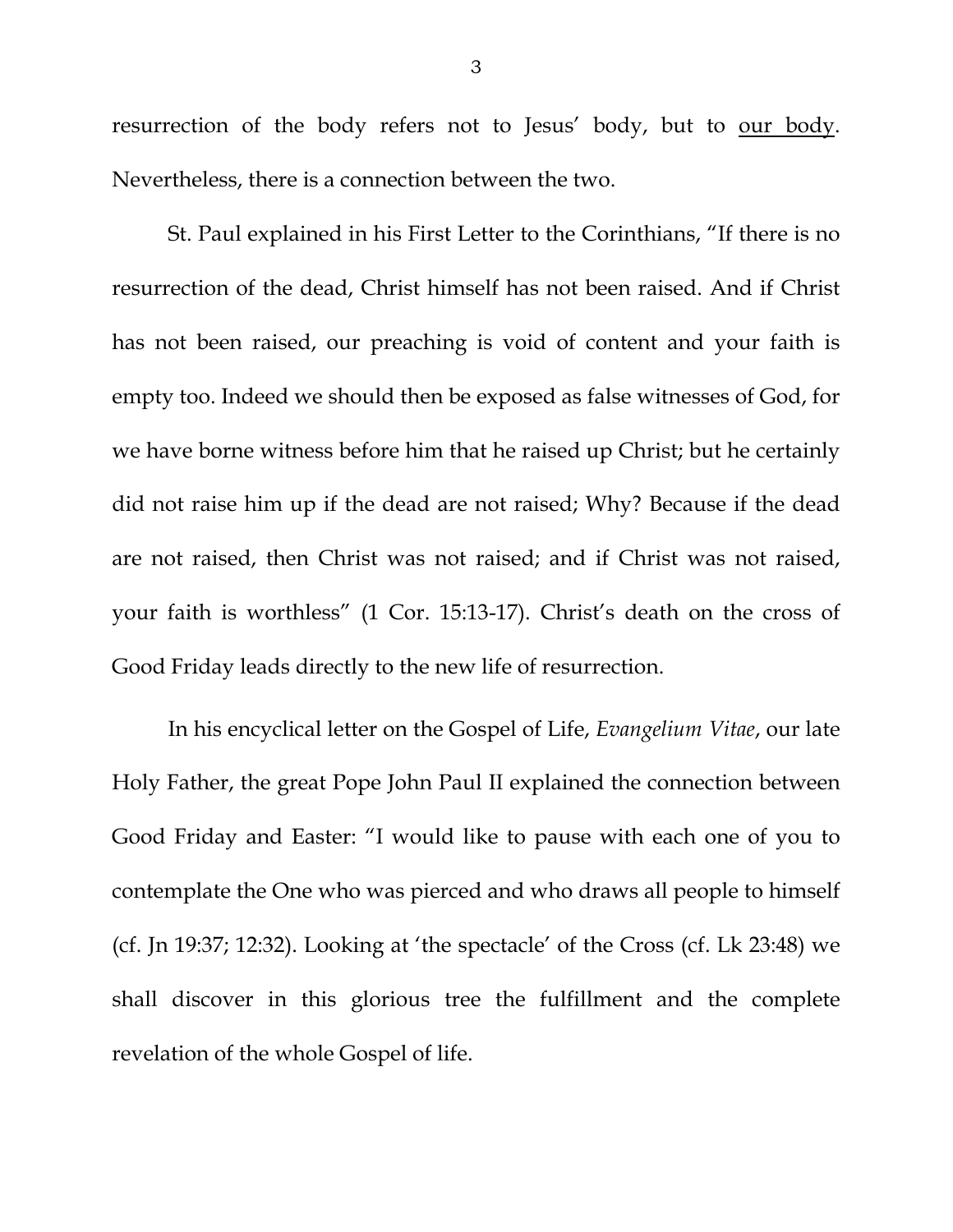resurrection of the body refers not to Jesus' body, but to <u>our body</u>. Nevertheless, there is a connection between the two.

St. Paul explained in his First Letter to the Corinthians, "If there is no resurrection of the dead, Christ himself has not been raised. And if Christ has not been raised, our preaching is void of content and your faith is empty too. Indeed we should then be exposed as false witnesses of God, for we have borne witness before him that he raised up Christ; but he certainly did not raise him up if the dead are not raised; Why? Because if the dead are not raised, then Christ was not raised; and if Christ was not raised, your faith is worthless" (1 Cor. 15:13-17). Christ's death on the cross of Good Friday leads directly to the new life of resurrection.

In his encyclical letter on the Gospel of Life, *Evangelium Vitae*, our late Holy Father, the great Pope John Paul II explained the connection between Good Friday and Easter: "I would like to pause with each one of you to contemplate the One who was pierced and who draws all people to himself (cf. Jn 19:37; 12:32). Looking at 'the spectacle' of the Cross (cf. Lk 23:48) we shall discover in this glorious tree the fulfillment and the complete revelation of the whole Gospel of life.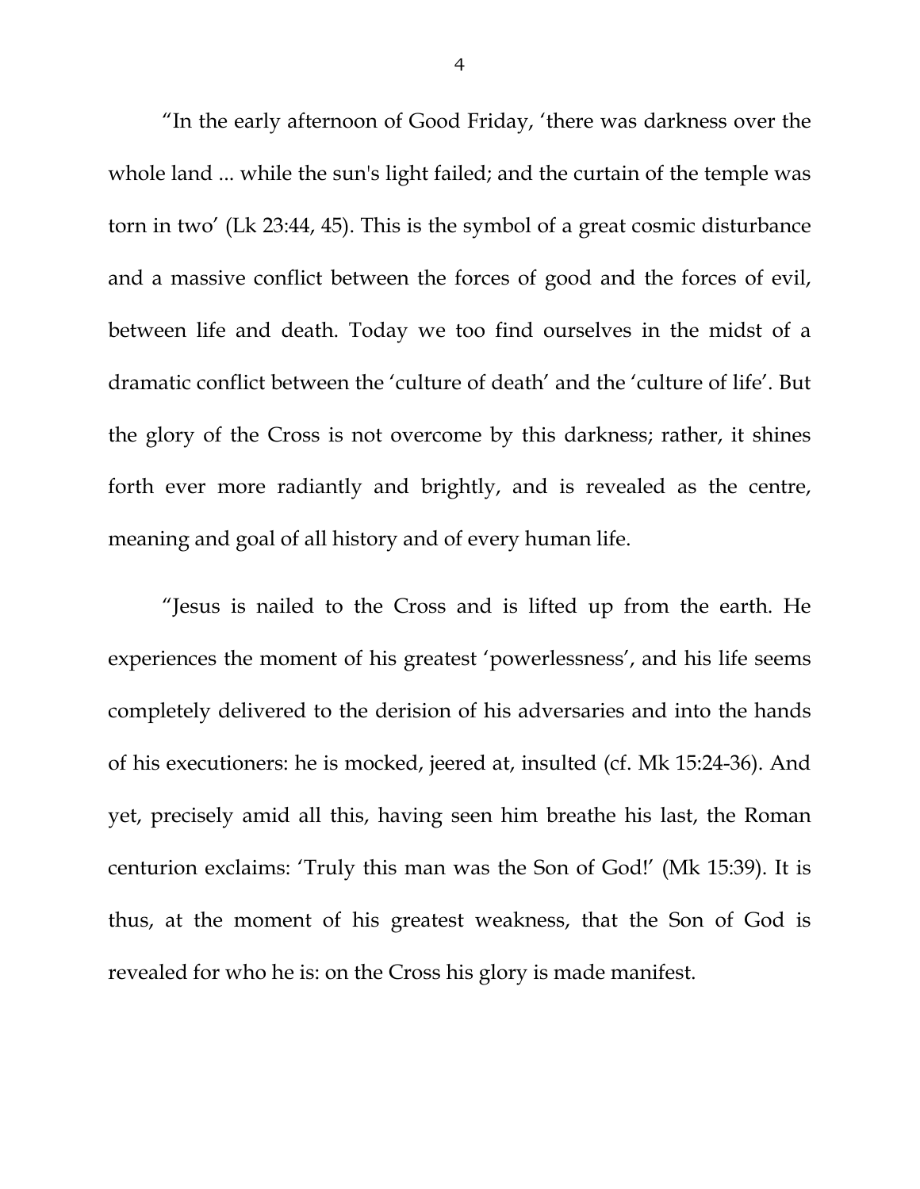"In the early afternoon of Good Friday, 'there was darkness over the whole land ... while the sun's light failed; and the curtain of the temple was torn in two' (Lk 23:44, 45). This is the symbol of a great cosmic disturbance and a massive conflict between the forces of good and the forces of evil, between life and death. Today we too find ourselves in the midst of a dramatic conflict between the 'culture of death' and the 'culture of life'. But the glory of the Cross is not overcome by this darkness; rather, it shines forth ever more radiantly and brightly, and is revealed as the centre, meaning and goal of all history and of every human life.

"Jesus is nailed to the Cross and is lifted up from the earth. He experiences the moment of his greatest 'powerlessness', and his life seems completely delivered to the derision of his adversaries and into the hands of his executioners: he is mocked, jeered at, insulted (cf. Mk 15:24-36). And yet, precisely amid all this, having seen him breathe his last, the Roman centurion exclaims: 'Truly this man was the Son of God!' (Mk 15:39). It is thus, at the moment of his greatest weakness, that the Son of God is revealed for who he is: on the Cross his glory is made manifest.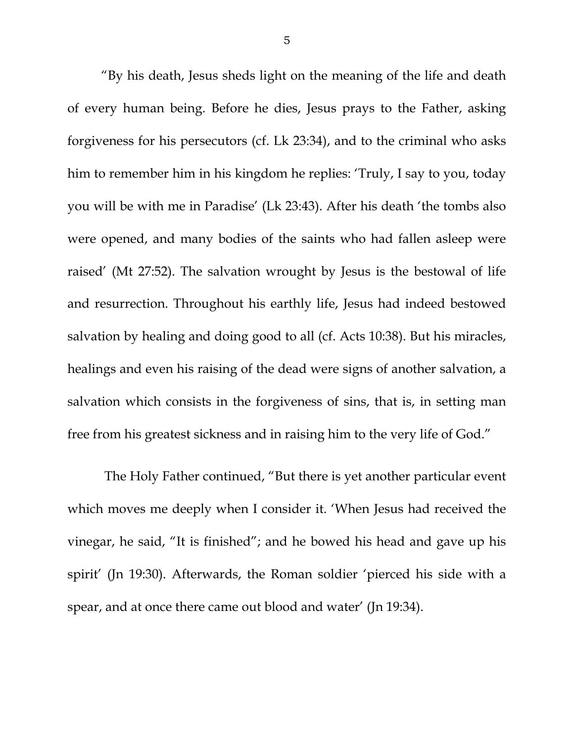"By his death, Jesus sheds light on the meaning of the life and death of every human being. Before he dies, Jesus prays to the Father, asking forgiveness for his persecutors (cf. Lk 23:34), and to the criminal who asks him to remember him in his kingdom he replies: 'Truly, I say to you, today you will be with me in Paradise' (Lk 23:43). After his death 'the tombs also were opened, and many bodies of the saints who had fallen asleep were raised' (Mt 27:52). The salvation wrought by Jesus is the bestowal of life and resurrection. Throughout his earthly life, Jesus had indeed bestowed salvation by healing and doing good to all (cf. Acts 10:38). But his miracles, healings and even his raising of the dead were signs of another salvation, a salvation which consists in the forgiveness of sins, that is, in setting man free from his greatest sickness and in raising him to the very life of God."

The Holy Father continued, "But there is yet another particular event which moves me deeply when I consider it. 'When Jesus had received the vinegar, he said, "It is finished"; and he bowed his head and gave up his spirit' (Jn 19:30). Afterwards, the Roman soldier 'pierced his side with a spear, and at once there came out blood and water' (Jn 19:34).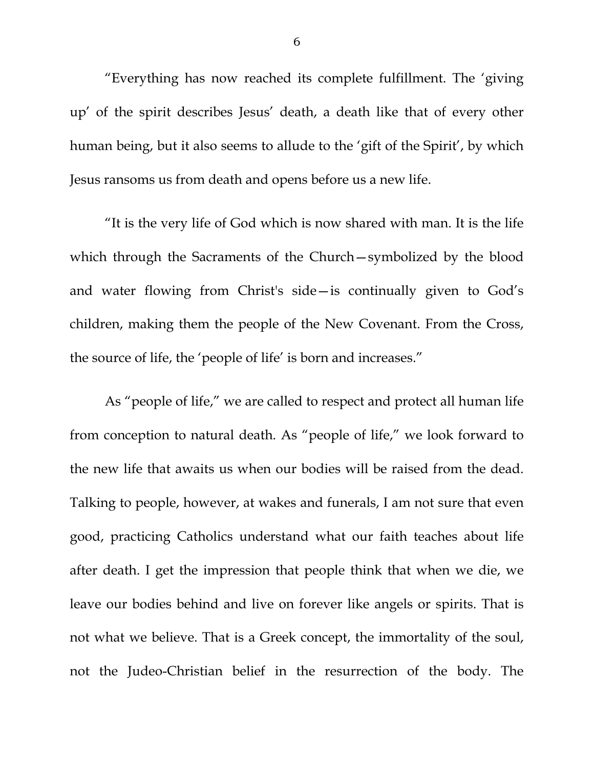"Everything has now reached its complete fulfillment. The 'giving up' of the spirit describes Jesus' death, a death like that of every other human being, but it also seems to allude to the 'gift of the Spirit', by which Jesus ransoms us from death and opens before us a new life.

"It is the very life of God which is now shared with man. It is the life which through the Sacraments of the Church—symbolized by the blood and water flowing from Christ's side—is continually given to God's children, making them the people of the New Covenant. From the Cross, the source of life, the 'people of life' is born and increases."

As "people of life," we are called to respect and protect all human life from conception to natural death. As "people of life," we look forward to the new life that awaits us when our bodies will be raised from the dead. Talking to people, however, at wakes and funerals, I am not sure that even good, practicing Catholics understand what our faith teaches about life after death. I get the impression that people think that when we die, we leave our bodies behind and live on forever like angels or spirits. That is not what we believe. That is a Greek concept, the immortality of the soul, not the Judeo-Christian belief in the resurrection of the body. The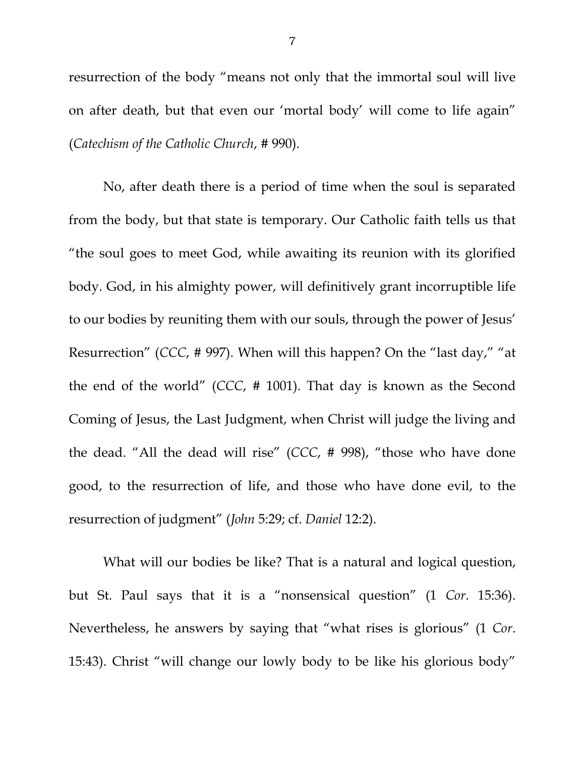resurrection of the body "means not only that the immortal soul will live on after death, but that even our 'mortal body' will come to life again" (*Catechism of the Catholic Church*, # 990).

No, after death there is a period of time when the soul is separated from the body, but that state is temporary. Our Catholic faith tells us that "the soul goes to meet God, while awaiting its reunion with its glorified body. God, in his almighty power, will definitively grant incorruptible life to our bodies by reuniting them with our souls, through the power of Jesus' Resurrection" (*CCC*, # 997). When will this happen? On the "last day," "at the end of the world" (*CCC*, # 1001). That day is known as the Second Coming of Jesus, the Last Judgment, when Christ will judge the living and the dead. "All the dead will rise" (*CCC*, # 998), "those who have done good, to the resurrection of life, and those who have done evil, to the resurrection of judgment" (*John* 5:29; cf. *Daniel* 12:2).

What will our bodies be like? That is a natural and logical question, but St. Paul says that it is a "nonsensical question" (1 *Cor*. 15:36). Nevertheless, he answers by saying that "what rises is glorious" (1 *Cor*. 15:43). Christ "will change our lowly body to be like his glorious body"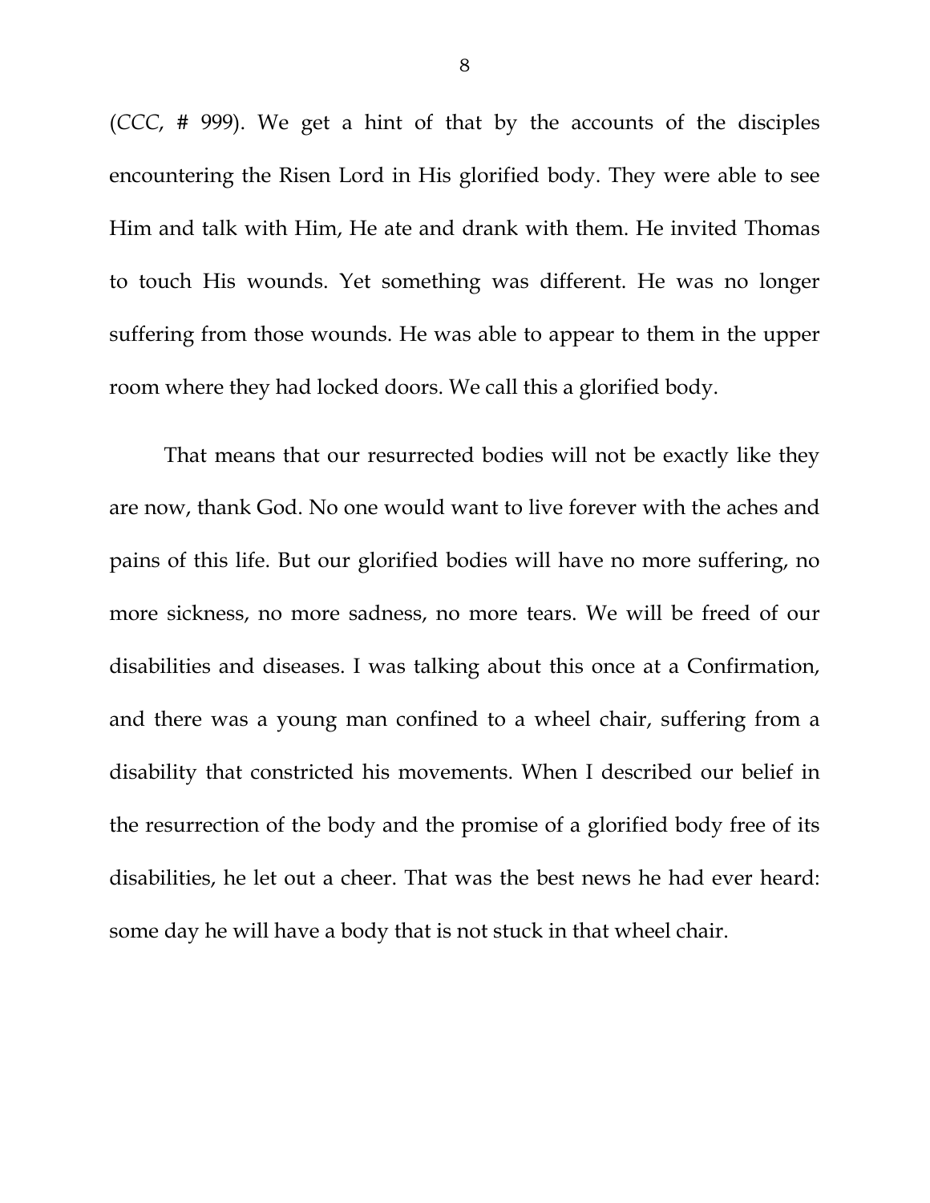(*CCC*, # 999). We get a hint of that by the accounts of the disciples encountering the Risen Lord in His glorified body. They were able to see Him and talk with Him, He ate and drank with them. He invited Thomas to touch His wounds. Yet something was different. He was no longer suffering from those wounds. He was able to appear to them in the upper room where they had locked doors. We call this a glorified body.

That means that our resurrected bodies will not be exactly like they are now, thank God. No one would want to live forever with the aches and pains of this life. But our glorified bodies will have no more suffering, no more sickness, no more sadness, no more tears. We will be freed of our disabilities and diseases. I was talking about this once at a Confirmation, and there was a young man confined to a wheel chair, suffering from a disability that constricted his movements. When I described our belief in the resurrection of the body and the promise of a glorified body free of its disabilities, he let out a cheer. That was the best news he had ever heard: some day he will have a body that is not stuck in that wheel chair.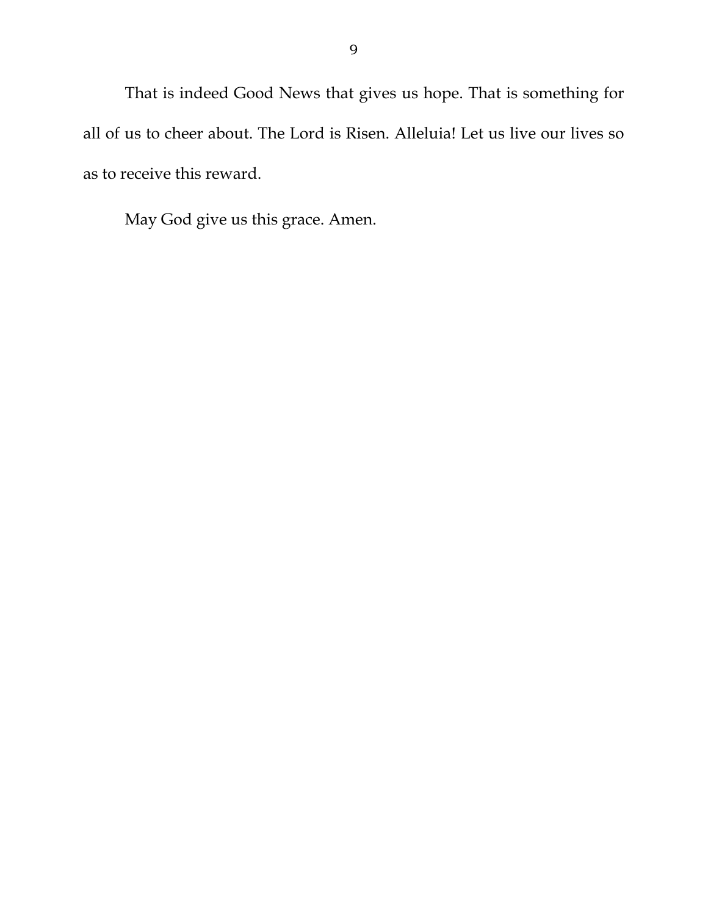That is indeed Good News that gives us hope. That is something for all of us to cheer about. The Lord is Risen. Alleluia! Let us live our lives so as to receive this reward.

May God give us this grace. Amen.